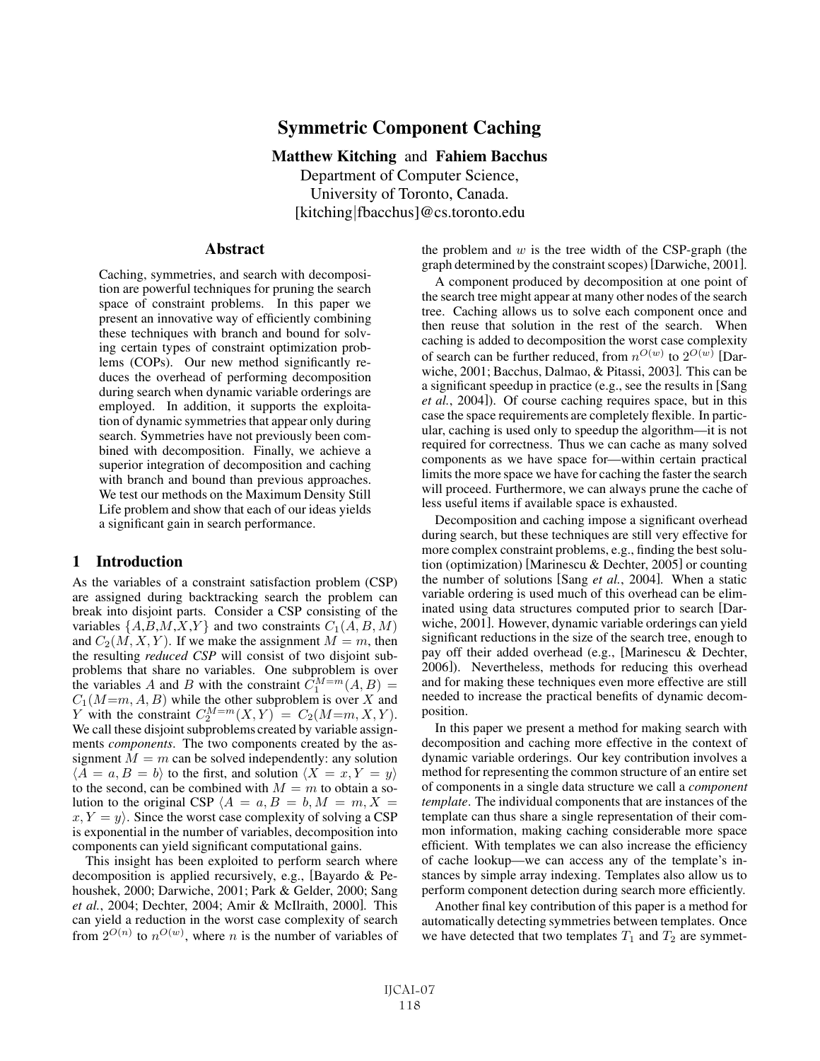# Symmetric Component Caching

**Matthew Kitching** and **Fahiem Bacchus**
Department of Computer Science,
University of Toronto, Canada.
[kitching|fbacchus]@cs.toronto.edu

## Abstract

Caching, symmetries, and search with decomposition are powerful techniques for pruning the search space of constraint problems. In this paper we present an innovative way of efficiently combining these techniques with branch and bound for solving certain types of constraint optimization problems (COPs). Our new method significantly reduces the overhead of performing decomposition during search when dynamic variable orderings are employed. In addition, it supports the exploitation of dynamic symmetries that appear only during search. Symmetries have not previously been combined with decomposition. Finally, we achieve a superior integration of decomposition and caching with branch and bound than previous approaches. We test our methods on the Maximum Density Still Life problem and show that each of our ideas yields a significant gain in search performance.

## 1 Introduction

As the variables of a constraint satisfaction problem (CSP) are assigned during backtracking search the problem can break into disjoint parts. Consider a CSP consisting of the variables $\{A, B, M, X, Y\}$ and two constraints $C_1(A, B, M)$ and $C_2(M, X, Y)$. If we make the assignment $M = m$, then the resulting *reduced CSP* will consist of two disjoint subproblems that share no variables. One subproblem is over the variables $A$ and $B$ with the constraint $C_1^{M=m}(A, B) = C_1(M{=}m, A, B)$ while the other subproblem is over $X$ and $Y$ with the constraint $C_2^{M=m}(X, Y) = C_2(M{=}m, X, Y)$. We call these disjoint subproblems created by variable assignments *components*. The two components created by the assignment $M = m$ can be solved independently: any solution $\langle A = a, B = b\rangle$ to the first, and solution $\langle X = x, Y = y\rangle$ to the second, can be combined with $M = m$ to obtain a solution to the original CSP $\langle A = a, B = b, M = m, X = x, Y = y\rangle$. Since the worst case complexity of solving a CSP is exponential in the number of variables, decomposition into components can yield significant computational gains.

This insight has been exploited to perform search where decomposition is applied recursively, e.g., [Bayardo & Pehoushek, 2000; Darwiche, 2001; Park & Gelder, 2000; Sang *et al.*, 2004; Dechter, 2004; Amir & McIlraith, 2000]. This can yield a reduction in the worst case complexity of search from $2^{O(n)}$ to $n^{O(w)}$, where $n$ is the number of variables of the problem and $w$ is the tree width of the CSP-graph (the graph determined by the constraint scopes) [Darwiche, 2001].

A component produced by decomposition at one point of the search tree might appear at many other nodes of the search tree. Caching allows us to solve each component once and then reuse that solution in the rest of the search. When caching is added to decomposition the worst case complexity of search can be further reduced, from $n^{O(w)}$ to $2^{O(w)}$ [Darwiche, 2001; Bacchus, Dalmao, & Pitassi, 2003]. This can be a significant speedup in practice (e.g., see the results in [Sang *et al.*, 2004]). Of course caching requires space, but in this case the space requirements are completely flexible. In particular, caching is used only to speedup the algorithm—it is not required for correctness. Thus we can cache as many solved components as we have space for—within certain practical limits the more space we have for caching the faster the search will proceed. Furthermore, we can always prune the cache of less useful items if available space is exhausted.

Decomposition and caching impose a significant overhead during search, but these techniques are still very effective for more complex constraint problems, e.g., finding the best solution (optimization) [Marinescu & Dechter, 2005] or counting the number of solutions [Sang *et al.*, 2004]. When a static variable ordering is used much of this overhead can be eliminated using data structures computed prior to search [Darwiche, 2001]. However, dynamic variable orderings can yield significant reductions in the size of the search tree, enough to pay off their added overhead (e.g., [Marinescu & Dechter, 2006]). Nevertheless, methods for reducing this overhead and for making these techniques even more effective are still needed to increase the practical benefits of dynamic decomposition.

In this paper we present a method for making search with decomposition and caching more effective in the context of dynamic variable orderings. Our key contribution involves a method for representing the common structure of an entire set of components in a single data structure we call a *component template*. The individual components that are instances of the template can thus share a single representation of their common information, making caching considerable more space efficient. With templates we can also increase the efficiency of cache lookup—we can access any of the template's instances by simple array indexing. Templates also allow us to perform component detection during search more efficiently.

Another final key contribution of this paper is a method for automatically detecting symmetries between templates. Once we have detected that two templates $T_1$ and $T_2$ are symmet-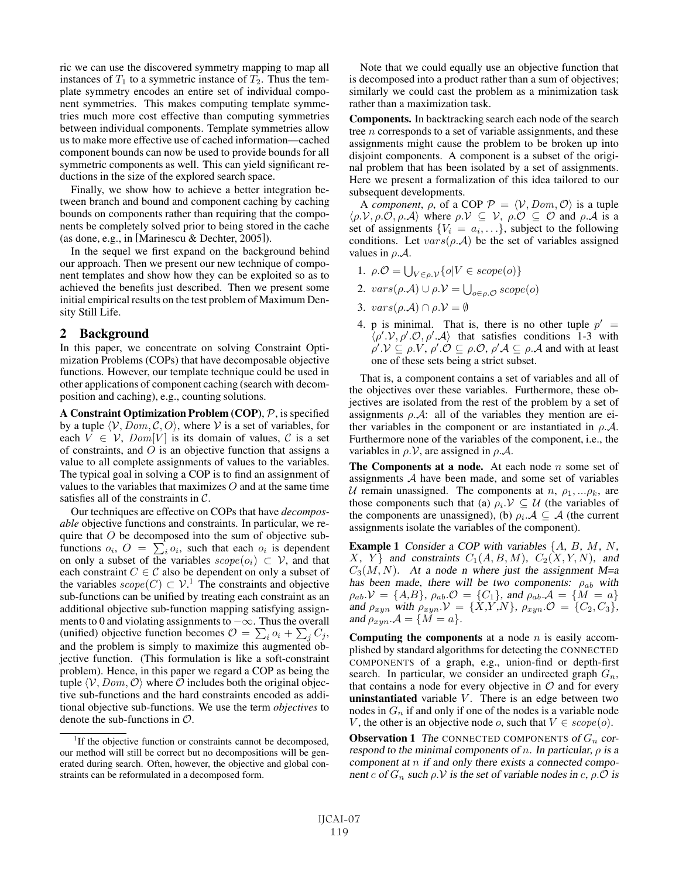ric we can use the discovered symmetry mapping to map all instances of $T_1$ to a symmetric instance of $T_2$. Thus the template symmetry encodes an entire set of individual component symmetries. This makes computing template symmetries much more cost effective than computing symmetries between individual components. Template symmetries allow us to make more effective use of cached information—cached component bounds can now be used to provide bounds for all symmetric components as well. This can yield significant reductions in the size of the explored search space.

Finally, we show how to achieve a better integration between branch and bound and component caching by caching bounds on components rather than requiring that the components be completely solved prior to being stored in the cache (as done, e.g., in [Marinescu & Dechter, 2005]).

In the sequel we first expand on the background behind our approach. Then we present our new technique of component templates and show how they can be exploited so as to achieved the benefits just described. Then we present some initial empirical results on the test problem of Maximum Density Still Life.

## 2 Background

In this paper, we concentrate on solving Constraint Optimization Problems (COPs) that have decomposable objective functions. However, our template technique could be used in other applications of component caching (search with decomposition and caching), e.g., counting solutions.

**A Constraint Optimization Problem (COP)**, $\mathcal{P}$, is specified by a tuple $\langle \mathcal{V}, Dom, \mathcal{C}, O \rangle$, where $\mathcal{V}$ is a set of variables, for each $V \in \mathcal{V}$, $Dom[V]$ is its domain of values, $\mathcal{C}$ is a set of constraints, and $O$ is an objective function that assigns a value to all complete assignments of values to the variables. The typical goal in solving a COP is to find an assignment of values to the variables that maximizes $O$ and at the same time satisfies all of the constraints in $\mathcal{C}$.

Our techniques are effective on COPs that have *decomposable* objective functions and constraints. In particular, we require that $O$ be decomposed into the sum of objective sub-functions $o_i$, $O = \sum_i o_i$, such that each $o_i$ is dependent on only a subset of the variables $scope(o_i) \subset \mathcal{V}$, and that each constraint $C \in \mathcal{C}$ also be dependent on only a subset of the variables $scope(C) \subset \mathcal{V}$.[1] The constraints and objective sub-functions can be unified by treating each constraint as an additional objective sub-function mapping satisfying assignments to 0 and violating assignments to $-\infty$. Thus the overall (unified) objective function becomes $\mathcal{O} = \sum_i o_i + \sum_j C_j$, and the problem is simply to maximize this augmented objective function. (This formulation is like a soft-constraint problem). Hence, in this paper we regard a COP as being the tuple $\langle \mathcal{V}, Dom, \mathcal{O} \rangle$ where $\mathcal{O}$ includes both the original objective sub-functions and the hard constraints encoded as additional objective sub-functions. We use the term *objectives* to denote the sub-functions in $\mathcal{O}$.

[1] If the objective function or constraints cannot be decomposed, our method will still be correct but no decompositions will be generated during search. Often, however, the objective and global constraints can be reformulated in a decomposed form.

Note that we could equally use an objective function that is decomposed into a product rather than a sum of objectives; similarly we could cast the problem as a minimization task rather than a maximization task.

**Components.** In backtracking search each node of the search tree $n$ corresponds to a set of variable assignments, and these assignments might cause the problem to be broken up into disjoint components. A component is a subset of the original problem that has been isolated by a set of assignments. Here we present a formalization of this idea tailored to our subsequent developments.

A *component*, $\rho$, of a COP $\mathcal{P} = \langle \mathcal{V}, Dom, \mathcal{O} \rangle$ is a tuple $\langle \rho.\mathcal{V}, \rho.\mathcal{O}, \rho.\mathcal{A} \rangle$ where $\rho.\mathcal{V} \subseteq \mathcal{V}$, $\rho.\mathcal{O} \subseteq \mathcal{O}$ and $\rho.\mathcal{A}$ is a set of assignments $\{V_i = a_i, \ldots\}$, subject to the following conditions. Let $vars(\rho.\mathcal{A})$ be the set of variables assigned values in $\rho.\mathcal{A}$.

1. $\rho.\mathcal{O} = \bigcup_{V \in \rho.\mathcal{V}} \{o | V \in scope(o)\}$
2. $vars(\rho.\mathcal{A}) \cup \rho.\mathcal{V} = \bigcup_{o \in \rho.\mathcal{O}} scope(o)$
3. $vars(\rho.\mathcal{A}) \cap \rho.\mathcal{V} = \emptyset$
4. p is minimal. That is, there is no other tuple $p' = \langle \rho'.\mathcal{V}, \rho'.\mathcal{O}, \rho'.\mathcal{A} \rangle$ that satisfies conditions 1-3 with $\rho'.\mathcal{V} \subseteq \rho.V$, $\rho'.\mathcal{O} \subseteq \rho.\mathcal{O}$, $\rho'\mathcal{A} \subseteq \rho.\mathcal{A}$ and with at least one of these sets being a strict subset.

That is, a component contains a set of variables and all of the objectives over these variables. Furthermore, these objectives are isolated from the rest of the problem by a set of assignments $\rho.\mathcal{A}$: all of the variables they mention are either variables in the component or are instantiated in $\rho.\mathcal{A}$. Furthermore none of the variables of the component, i.e., the variables in $\rho.\mathcal{V}$, are assigned in $\rho.\mathcal{A}$.

**The Components at a node.** At each node $n$ some set of assignments $\mathcal{A}$ have been made, and some set of variables $\mathcal{U}$ remain unassigned. The components at $n$, $\rho_1, \ldots \rho_k$, are those components such that (a) $\rho_i.\mathcal{V} \subseteq \mathcal{U}$ (the variables of the components are unassigned), (b) $\rho_i.\mathcal{A} \subseteq \mathcal{A}$ (the current assignments isolate the variables of the component).

**Example 1** *Consider a COP with variables $\{A, B, M, N, X, Y\}$ and constraints $C_1(A, B, M)$, $C_2(X, Y, N)$, and $C_3(M, N)$. At a node n where just the assignment M=a has been made, there will be two components: $\rho_{ab}$ with $\rho_{ab}.\mathcal{V} = \{A,B\}$, $\rho_{ab}.\mathcal{O} = \{C_1\}$, and $\rho_{ab}.\mathcal{A} = \{M = a\}$ and $\rho_{xyn}$ with $\rho_{xyn}.\mathcal{V} = \{X,Y,N\}$, $\rho_{xyn}.\mathcal{O} = \{C_2, C_3\}$, and $\rho_{xyn}.\mathcal{A} = \{M = a\}$.*

**Computing the components** at a node $n$ is easily accomplished by standard algorithms for detecting the CONNECTED COMPONENTS of a graph, e.g., union-find or depth-first search. In particular, we consider an undirected graph $G_n$, that contains a node for every objective in $\mathcal{O}$ and for every **uninstantiated** variable $V$. There is an edge between two nodes in $G_n$ if and only if one of the nodes is a variable node $V$, the other is an objective node $o$, such that $V \in scope(o)$.

**Observation 1** *The CONNECTED COMPONENTS of $G_n$ correspond to the minimal components of $n$. In particular, $\rho$ is a component at $n$ if and only there exists a connected component $c$ of $G_n$ such $\rho.\mathcal{V}$ is the set of variable nodes in $c$, $\rho.\mathcal{O}$ is*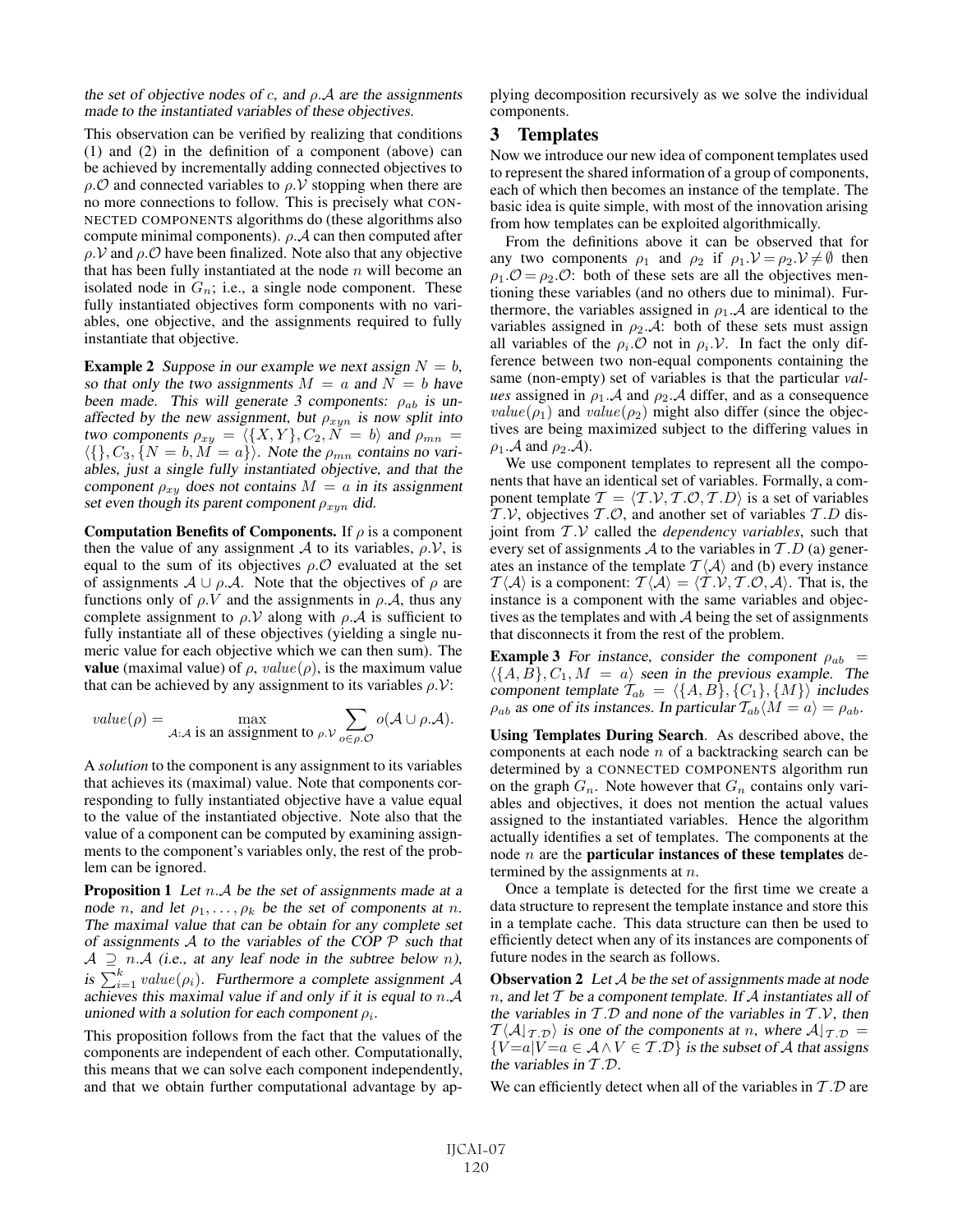*the set of objective nodes of $c$, and $\rho.\mathcal{A}$ are the assignments made to the instantiated variables of these objectives.*

This observation can be verified by realizing that conditions (1) and (2) in the definition of a component (above) can be achieved by incrementally adding connected objectives to $\rho.\mathcal{O}$ and connected variables to $\rho.\mathcal{V}$ stopping when there are no more connections to follow. This is precisely what CONNECTED COMPONENTS algorithms do (these algorithms also compute minimal components). $\rho.\mathcal{A}$ can then computed after $\rho.\mathcal{V}$ and $\rho.\mathcal{O}$ have been finalized. Note also that any objective that has been fully instantiated at the node $n$ will become an isolated node in $G_n$; i.e., a single node component. These fully instantiated objectives form components with no variables, one objective, and the assignments required to fully instantiate that objective.

**Example 2** *Suppose in our example we next assign $N = b$, so that only the two assignments $M = a$ and $N = b$ have been made. This will generate 3 components: $\rho_{ab}$ is unaffected by the new assignment, but $\rho_{xyn}$ is now split into two components $\rho_{xy} = \langle\{X, Y\}, C_2, N = b\rangle$ and $\rho_{mn} = \langle\{\}, C_3, \{N = b, M = a\}\rangle$. Note the $\rho_{mn}$ contains no variables, just a single fully instantiated objective, and that the component $\rho_{xy}$ does not contains $M = a$ in its assignment set even though its parent component $\rho_{xyn}$ did.*

**Computation Benefits of Components.** If $\rho$ is a component then the value of any assignment $\mathcal{A}$ to its variables, $\rho.\mathcal{V}$, is equal to the sum of its objectives $\rho.\mathcal{O}$ evaluated at the set of assignments $\mathcal{A} \cup \rho.\mathcal{A}$. Note that the objectives of $\rho$ are functions only of $\rho.V$ and the assignments in $\rho.\mathcal{A}$, thus any complete assignment to $\rho.\mathcal{V}$ along with $\rho.\mathcal{A}$ is sufficient to fully instantiate all of these objectives (yielding a single numeric value for each objective which we can then sum). The **value** (maximal value) of $\rho$, $value(\rho)$, is the maximum value that can be achieved by any assignment to its variables $\rho.\mathcal{V}$:

$$value(\rho) = \max_{\mathcal{A}:\mathcal{A} \text{ is an assignment to } \rho.\mathcal{V}} \sum_{o \in \rho.\mathcal{O}} o(\mathcal{A} \cup \rho.\mathcal{A}).$$

A *solution* to the component is any assignment to its variables that achieves its (maximal) value. Note that components corresponding to fully instantiated objective have a value equal to the value of the instantiated objective. Note also that the value of a component can be computed by examining assignments to the component's variables only, the rest of the problem can be ignored.

**Proposition 1** *Let $n.\mathcal{A}$ be the set of assignments made at a node $n$, and let $\rho_1, \ldots, \rho_k$ be the set of components at $n$. The maximal value that can be obtain for any complete set of assignments $\mathcal{A}$ to the variables of the COP $\mathcal{P}$ such that $\mathcal{A} \supseteq n.\mathcal{A}$ (i.e., at any leaf node in the subtree below $n$), is $\sum_{i=1}^{k} value(\rho_i)$. Furthermore a complete assignment $\mathcal{A}$ achieves this maximal value if and only if it is equal to $n.\mathcal{A}$ unioned with a solution for each component $\rho_i$.*

This proposition follows from the fact that the values of the components are independent of each other. Computationally, this means that we can solve each component independently, and that we obtain further computational advantage by applying decomposition recursively as we solve the individual components.

## 3 Templates

Now we introduce our new idea of component templates used to represent the shared information of a group of components, each of which then becomes an instance of the template. The basic idea is quite simple, with most of the innovation arising from how templates can be exploited algorithmically.

From the definitions above it can be observed that for any two components $\rho_1$ and $\rho_2$ if $\rho_1.\mathcal{V} = \rho_2.\mathcal{V} \neq \emptyset$ then $\rho_1.\mathcal{O} = \rho_2.\mathcal{O}$: both of these sets are all the objectives mentioning these variables (and no others due to minimal). Furthermore, the variables assigned in $\rho_1.\mathcal{A}$ are identical to the variables assigned in $\rho_2.\mathcal{A}$: both of these sets must assign all variables of the $\rho_i.\mathcal{O}$ not in $\rho_i.\mathcal{V}$. In fact the only difference between two non-equal components containing the same (non-empty) set of variables is that the particular *values* assigned in $\rho_1.\mathcal{A}$ and $\rho_2.\mathcal{A}$ differ, and as a consequence $value(\rho_1)$ and $value(\rho_2)$ might also differ (since the objectives are being maximized subject to the differing values in $\rho_1.\mathcal{A}$ and $\rho_2.\mathcal{A}$).

We use component templates to represent all the components that have an identical set of variables. Formally, a component template $\mathcal{T} = \langle\mathcal{T}.\mathcal{V}, \mathcal{T}.\mathcal{O}, \mathcal{T}.D\rangle$ is a set of variables $\mathcal{T}.\mathcal{V}$, objectives $\mathcal{T}.\mathcal{O}$, and another set of variables $\mathcal{T}.D$ disjoint from $\mathcal{T}.\mathcal{V}$ called the *dependency variables*, such that every set of assignments $\mathcal{A}$ to the variables in $\mathcal{T}.D$ (a) generates an instance of the template $\mathcal{T}\langle\mathcal{A}\rangle$ and (b) every instance $\mathcal{T}\langle\mathcal{A}\rangle$ is a component: $\mathcal{T}\langle\mathcal{A}\rangle = \langle\mathcal{T}.\mathcal{V}, \mathcal{T}.\mathcal{O}, \mathcal{A}\rangle$. That is, the instance is a component with the same variables and objectives as the templates and with $\mathcal{A}$ being the set of assignments that disconnects it from the rest of the problem.

**Example 3** *For instance, consider the component $\rho_{ab} = \langle\{A, B\}, C_1, M = a\rangle$ seen in the previous example. The component template $\mathcal{T}_{ab} = \langle\{A, B\}, \{C_1\}, \{M\}\rangle$ includes $\rho_{ab}$ as one of its instances. In particular $\mathcal{T}_{ab}\langle M = a\rangle = \rho_{ab}$.*

**Using Templates During Search**. As described above, the components at each node $n$ of a backtracking search can be determined by a CONNECTED COMPONENTS algorithm run on the graph $G_n$. Note however that $G_n$ contains only variables and objectives, it does not mention the actual values assigned to the instantiated variables. Hence the algorithm actually identifies a set of templates. The components at the node $n$ are the **particular instances of these templates** determined by the assignments at $n$.

Once a template is detected for the first time we create a data structure to represent the template instance and store this in a template cache. This data structure can then be used to efficiently detect when any of its instances are components of future nodes in the search as follows.

**Observation 2** *Let $\mathcal{A}$ be the set of assignments made at node $n$, and let $\mathcal{T}$ be a component template. If $\mathcal{A}$ instantiates all of the variables in $\mathcal{T}.\mathcal{D}$ and none of the variables in $\mathcal{T}.\mathcal{V}$, then $\mathcal{T}\langle\mathcal{A}|_{\mathcal{T}.\mathcal{D}}\rangle$ is one of the components at $n$, where $\mathcal{A}|_{\mathcal{T}.\mathcal{D}} = \{V{=}a | V{=}a \in \mathcal{A} \wedge V \in \mathcal{T}.\mathcal{D}\}$ is the subset of $\mathcal{A}$ that assigns the variables in $\mathcal{T}.\mathcal{D}$.*

We can efficiently detect when all of the variables in $\mathcal{T}.\mathcal{D}$ are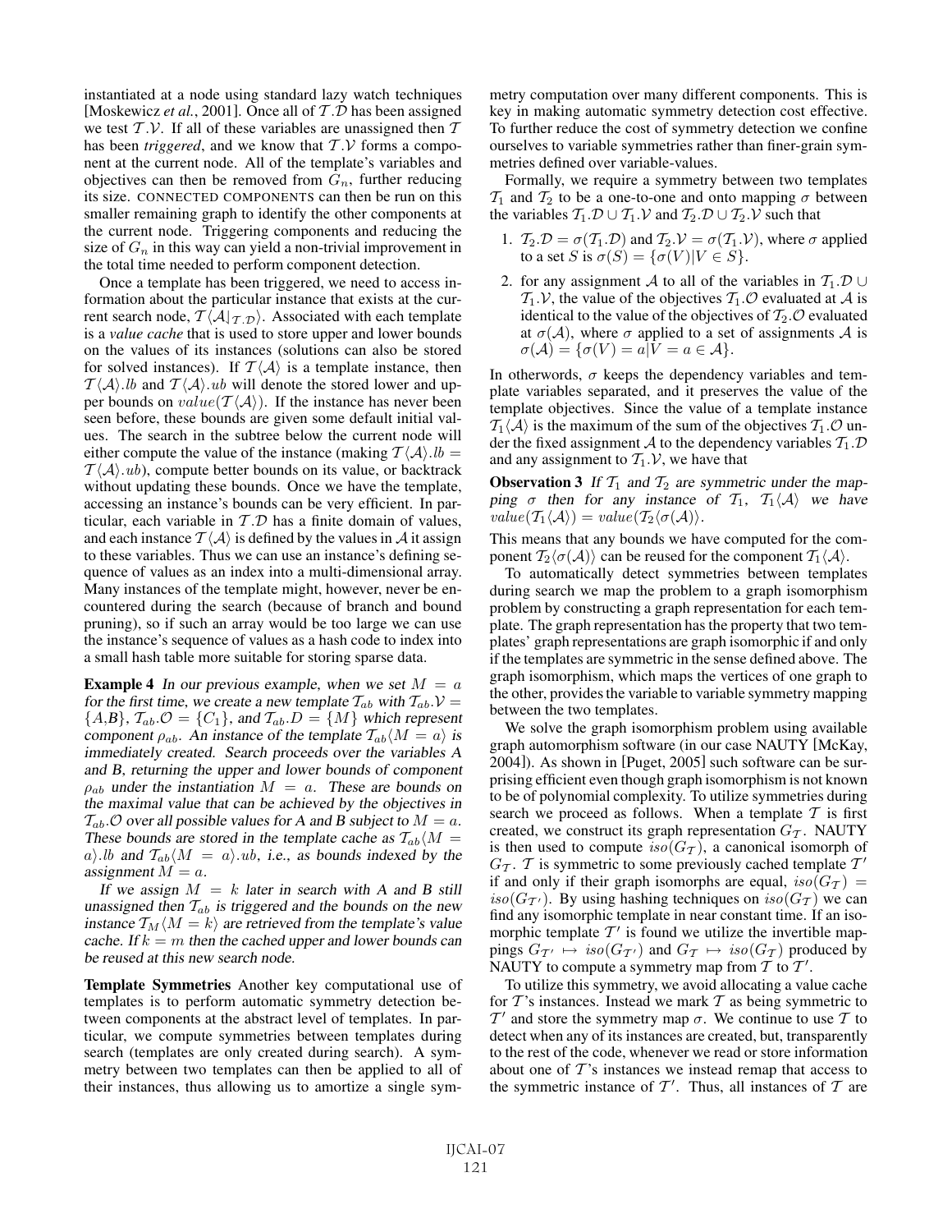instantiated at a node using standard lazy watch techniques [Moskewicz *et al.*, 2001]. Once all of $\mathcal{T}.\mathcal{D}$ has been assigned we test $\mathcal{T}.\mathcal{V}$. If all of these variables are unassigned then $\mathcal{T}$ has been *triggered*, and we know that $\mathcal{T}.\mathcal{V}$ forms a component at the current node. All of the template's variables and objectives can then be removed from $G_n$, further reducing its size. CONNECTED COMPONENTS can then be run on this smaller remaining graph to identify the other components at the current node. Triggering components and reducing the size of $G_n$ in this way can yield a non-trivial improvement in the total time needed to perform component detection.

Once a template has been triggered, we need to access information about the particular instance that exists at the current search node, $\mathcal{T}\langle\mathcal{A}|_{\mathcal{T}.\mathcal{D}}\rangle$. Associated with each template is a *value cache* that is used to store upper and lower bounds on the values of its instances (solutions can also be stored for solved instances). If $\mathcal{T}\langle\mathcal{A}\rangle$ is a template instance, then $\mathcal{T}\langle\mathcal{A}\rangle.lb$ and $\mathcal{T}\langle\mathcal{A}\rangle.ub$ will denote the stored lower and upper bounds on $value(\mathcal{T}\langle\mathcal{A}\rangle)$. If the instance has never been seen before, these bounds are given some default initial values. The search in the subtree below the current node will either compute the value of the instance (making $\mathcal{T}\langle\mathcal{A}\rangle.lb = \mathcal{T}\langle\mathcal{A}\rangle.ub$), compute better bounds on its value, or backtrack without updating these bounds. Once we have the template, accessing an instance's bounds can be very efficient. In particular, each variable in $\mathcal{T}.\mathcal{D}$ has a finite domain of values, and each instance $\mathcal{T}\langle\mathcal{A}\rangle$ is defined by the values in $\mathcal{A}$ it assign to these variables. Thus we can use an instance's defining sequence of values as an index into a multi-dimensional array. Many instances of the template might, however, never be encountered during the search (because of branch and bound pruning), so if such an array would be too large we can use the instance's sequence of values as a hash code to index into a small hash table more suitable for storing sparse data.

**Example 4** *In our previous example, when we set $M = a$ for the first time, we create a new template $\mathcal{T}_{ab}$ with $\mathcal{T}_{ab}.\mathcal{V} = \{A,B\}$, $\mathcal{T}_{ab}.\mathcal{O} = \{C_1\}$, and $\mathcal{T}_{ab}.D = \{M\}$ which represent component $\rho_{ab}$. An instance of the template $\mathcal{T}_{ab}\langle M = a\rangle$ is immediately created. Search proceeds over the variables A and B, returning the upper and lower bounds of component $\rho_{ab}$ under the instantiation $M = a$. These are bounds on the maximal value that can be achieved by the objectives in $\mathcal{T}_{ab}.\mathcal{O}$ over all possible values for A and B subject to $M = a$. These bounds are stored in the template cache as $\mathcal{T}_{ab}\langle M = a\rangle.lb$ and $\mathcal{T}_{ab}\langle M = a\rangle.ub$, i.e., as bounds indexed by the assignment $M = a$.*

*If we assign $M = k$ later in search with A and B still unassigned then $\mathcal{T}_{ab}$ is triggered and the bounds on the new instance $\mathcal{T}_M\langle M = k\rangle$ are retrieved from the template's value cache. If $k = m$ then the cached upper and lower bounds can be reused at this new search node.*

**Template Symmetries** Another key computational use of templates is to perform automatic symmetry detection between components at the abstract level of templates. In particular, we compute symmetries between templates during search (templates are only created during search). A symmetry between two templates can then be applied to all of their instances, thus allowing us to amortize a single symmetry computation over many different components. This is key in making automatic symmetry detection cost effective. To further reduce the cost of symmetry detection we confine ourselves to variable symmetries rather than finer-grain symmetries defined over variable-values.

Formally, we require a symmetry between two templates $\mathcal{T}_1$ and $\mathcal{T}_2$ to be a one-to-one and onto mapping $\sigma$ between the variables $\mathcal{T}_1.\mathcal{D} \cup \mathcal{T}_1.\mathcal{V}$ and $\mathcal{T}_2.\mathcal{D} \cup \mathcal{T}_2.\mathcal{V}$ such that

1. $\mathcal{T}_2.\mathcal{D} = \sigma(\mathcal{T}_1.\mathcal{D})$ and $\mathcal{T}_2.\mathcal{V} = \sigma(\mathcal{T}_1.\mathcal{V})$, where $\sigma$ applied to a set $S$ is $\sigma(S) = \{\sigma(V)|V \in S\}$.
2. for any assignment $\mathcal{A}$ to all of the variables in $\mathcal{T}_1.\mathcal{D} \cup \mathcal{T}_1.\mathcal{V}$, the value of the objectives $\mathcal{T}_1.\mathcal{O}$ evaluated at $\mathcal{A}$ is identical to the value of the objectives of $\mathcal{T}_2.\mathcal{O}$ evaluated at $\sigma(\mathcal{A})$, where $\sigma$ applied to a set of assignments $\mathcal{A}$ is $\sigma(\mathcal{A}) = \{\sigma(V) = a|V = a \in \mathcal{A}\}$.

In otherwords, $\sigma$ keeps the dependency variables and template variables separated, and it preserves the value of the template objectives. Since the value of a template instance $\mathcal{T}_1\langle\mathcal{A}\rangle$ is the maximum of the sum of the objectives $\mathcal{T}_1.\mathcal{O}$ under the fixed assignment $\mathcal{A}$ to the dependency variables $\mathcal{T}_1.\mathcal{D}$ and any assignment to $\mathcal{T}_1.\mathcal{V}$, we have that

**Observation 3** *If $\mathcal{T}_1$ and $\mathcal{T}_2$ are symmetric under the mapping $\sigma$ then for any instance of $\mathcal{T}_1$, $\mathcal{T}_1\langle\mathcal{A}\rangle$ we have $value(\mathcal{T}_1\langle\mathcal{A}\rangle) = value(\mathcal{T}_2\langle\sigma(\mathcal{A})\rangle$.*

This means that any bounds we have computed for the component $\mathcal{T}_2\langle\sigma(\mathcal{A})\rangle$ can be reused for the component $\mathcal{T}_1\langle\mathcal{A}\rangle$.

To automatically detect symmetries between templates during search we map the problem to a graph isomorphism problem by constructing a graph representation for each template. The graph representation has the property that two templates' graph representations are graph isomorphic if and only if the templates are symmetric in the sense defined above. The graph isomorphism, which maps the vertices of one graph to the other, provides the variable to variable symmetry mapping between the two templates.

We solve the graph isomorphism problem using available graph automorphism software (in our case NAUTY [McKay, 2004]). As shown in [Puget, 2005] such software can be surprising efficient even though graph isomorphism is not known to be of polynomial complexity. To utilize symmetries during search we proceed as follows. When a template $\mathcal{T}$ is first created, we construct its graph representation $G_{\mathcal{T}}$. NAUTY is then used to compute $iso(G_{\mathcal{T}})$, a canonical isomorph of $G_{\mathcal{T}}$. $\mathcal{T}$ is symmetric to some previously cached template $\mathcal{T}'$ if and only if their graph isomorphs are equal, $iso(G_{\mathcal{T}}) = iso(G_{\mathcal{T}'})$. By using hashing techniques on $iso(G_{\mathcal{T}})$ we can find any isomorphic template in near constant time. If an isomorphic template $\mathcal{T}'$ is found we utilize the invertible mappings $G_{\mathcal{T}'} \mapsto iso(G_{\mathcal{T}'})$ and $G_{\mathcal{T}} \mapsto iso(G_{\mathcal{T}})$ produced by NAUTY to compute a symmetry map from $\mathcal{T}$ to $\mathcal{T}'$.

To utilize this symmetry, we avoid allocating a value cache for $\mathcal{T}$'s instances. Instead we mark $\mathcal{T}$ as being symmetric to $\mathcal{T}'$ and store the symmetry map $\sigma$. We continue to use $\mathcal{T}$ to detect when any of its instances are created, but, transparently to the rest of the code, whenever we read or store information about one of $\mathcal{T}$'s instances we instead remap that access to the symmetric instance of $\mathcal{T}'$. Thus, all instances of $\mathcal{T}$ are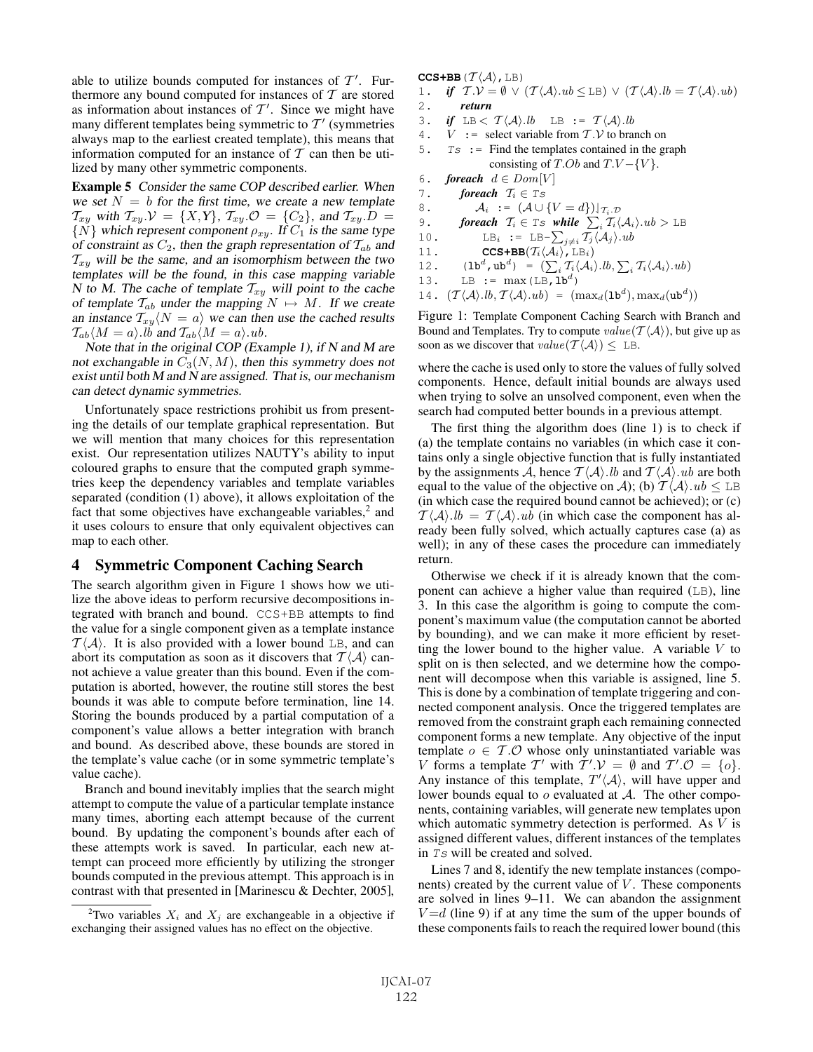able to utilize bounds computed for instances of $\mathcal{T}'$. Furthermore any bound computed for instances of $\mathcal{T}$ are stored as information about instances of $\mathcal{T}'$. Since we might have many different templates being symmetric to $\mathcal{T}'$ (symmetries always map to the earliest created template), this means that information computed for an instance of $\mathcal{T}$ can then be utilized by many other symmetric components.

**Example 5** *Consider the same COP described earlier. When we set $N = b$ for the first time, we create a new template $\mathcal{T}_{xy}$ with $\mathcal{T}_{xy}.\mathcal{V} = \{X,Y\}$, $\mathcal{T}_{xy}.\mathcal{O} = \{C_2\}$, and $\mathcal{T}_{xy}.D = \{N\}$ which represent component $\rho_{xy}$. If $C_1$ is the same type of constraint as $C_2$, then the graph representation of $\mathcal{T}_{ab}$ and $\mathcal{T}_{xy}$ will be the same, and an isomorphism between the two templates will be the found, in this case mapping variable N to M. The cache of template $\mathcal{T}_{xy}$ will point to the cache of template $\mathcal{T}_{ab}$ under the mapping $N \mapsto M$. If we create an instance $\mathcal{T}_{xy}\langle N = a\rangle$ we can then use the cached results $\mathcal{T}_{ab}\langle M = a\rangle.lb$ and $\mathcal{T}_{ab}\langle M = a\rangle.ub$.*

*Note that in the original COP (Example 1), if N and M are not exchangable in $C_3(N, M)$, then this symmetry does not exist until both M and N are assigned. That is, our mechanism can detect dynamic symmetries.*

Unfortunately space restrictions prohibit us from presenting the details of our template graphical representation. But we will mention that many choices for this representation exist. Our representation utilizes NAUTY's ability to input coloured graphs to ensure that the computed graph symmetries keep the dependency variables and template variables separated (condition (1) above), it allows exploitation of the fact that some objectives have exchangeable variables,[2] and it uses colours to ensure that only equivalent objectives can map to each other.

## 4 Symmetric Component Caching Search

The search algorithm given in Figure 1 shows how we utilize the above ideas to perform recursive decompositions integrated with branch and bound. CCS+BB attempts to find the value for a single component given as a template instance $\mathcal{T}\langle\mathcal{A}\rangle$. It is also provided with a lower bound LB, and can abort its computation as soon as it discovers that $\mathcal{T}\langle\mathcal{A}\rangle$ cannot achieve a value greater than this bound. Even if the computation is aborted, however, the routine still stores the best bounds it was able to compute before termination, line 14. Storing the bounds produced by a partial computation of a component's value allows a better integration with branch and bound. As described above, these bounds are stored in the template's value cache (or in some symmetric template's value cache).

Branch and bound inevitably implies that the search might attempt to compute the value of a particular template instance many times, aborting each attempt because of the current bound. By updating the component's bounds after each of these attempts work is saved. In particular, each new attempt can proceed more efficiently by utilizing the stronger bounds computed in the previous attempt. This approach is in contrast with that presented in [Marinescu & Dechter, 2005],

[2] Two variables $X_i$ and $X_j$ are exchangeable in a objective if exchanging their assigned values has no effect on the objective.

```
CCS+BB(T⟨A⟩, LB)
1.  if T.V = ∅ ∨ (T⟨A⟩.ub ≤ LB) ∨ (T⟨A⟩.lb = T⟨A⟩.ub)
2.      return
3.  if LB < T⟨A⟩.lb   LB := T⟨A⟩.lb
4.  V := select variable from T.V to branch on
5.  Ts := Find the templates contained in the graph
          consisting of T.Ob and T.V − {V}.
6.  foreach d ∈ Dom[V]
7.      foreach T_i ∈ Ts
8.          A_i := (A ∪ {V = d})↓_{T_i.D}
9.      foreach T_i ∈ Ts while Σ_i T_i⟨A_i⟩.ub > LB
10.         LB_i := LB − Σ_{j≠i} T_j⟨A_j⟩.ub
11.         CCS+BB(T_i⟨A_i⟩, LB_i)
12.     (lb^d, ub^d) = (Σ_i T_i⟨A_i⟩.lb, Σ_i T_i⟨A_i⟩.ub)
13.     LB := max(LB, lb^d)
14. (T⟨A⟩.lb, T⟨A⟩.ub) = (max_d(lb^d), max_d(ub^d))
```

Figure 1: Template Component Caching Search with Branch and Bound and Templates. Try to compute $value(\mathcal{T}\langle\mathcal{A}\rangle)$, but give up as soon as we discover that $value(\mathcal{T}\langle\mathcal{A}\rangle) \leq$ LB.

where the cache is used only to store the values of fully solved components. Hence, default initial bounds are always used when trying to solve an unsolved component, even when the search had computed better bounds in a previous attempt.

The first thing the algorithm does (line 1) is to check if (a) the template contains no variables (in which case it contains only a single objective function that is fully instantiated by the assignments $\mathcal{A}$, hence $\mathcal{T}\langle\mathcal{A}\rangle.lb$ and $\mathcal{T}\langle\mathcal{A}\rangle.ub$ are both equal to the value of the objective on $\mathcal{A}$); (b) $\mathcal{T}\langle\mathcal{A}\rangle.ub \leq$ LB (in which case the required bound cannot be achieved); or (c) $\mathcal{T}\langle\mathcal{A}\rangle.lb = \mathcal{T}\langle\mathcal{A}\rangle.ub$ (in which case the component has already been fully solved, which actually captures case (a) as well); in any of these cases the procedure can immediately return.

Otherwise we check if it is already known that the component can achieve a higher value than required (LB), line 3. In this case the algorithm is going to compute the component's maximum value (the computation cannot be aborted by bounding), and we can make it more efficient by resetting the lower bound to the higher value. A variable $V$ to split on is then selected, and we determine how the component will decompose when this variable is assigned, line 5. This is done by a combination of template triggering and connected component analysis. Once the triggered templates are removed from the constraint graph each remaining connected component forms a new template. Any objective of the input template $o \in \mathcal{T}.\mathcal{O}$ whose only uninstantiated variable was $V$ forms a template $\mathcal{T}'$ with $\mathcal{T}'.\mathcal{V} = \emptyset$ and $\mathcal{T}'.\mathcal{O} = \{o\}$. Any instance of this template, $T'\langle\mathcal{A}\rangle$, will have upper and lower bounds equal to $o$ evaluated at $\mathcal{A}$. The other components, containing variables, will generate new templates upon which automatic symmetry detection is performed. As $V$ is assigned different values, different instances of the templates in $Ts$ will be created and solved.

Lines 7 and 8, identify the new template instances (components) created by the current value of $V$. These components are solved in lines 9–11. We can abandon the assignment $V{=}d$ (line 9) if at any time the sum of the upper bounds of these components fails to reach the required lower bound (this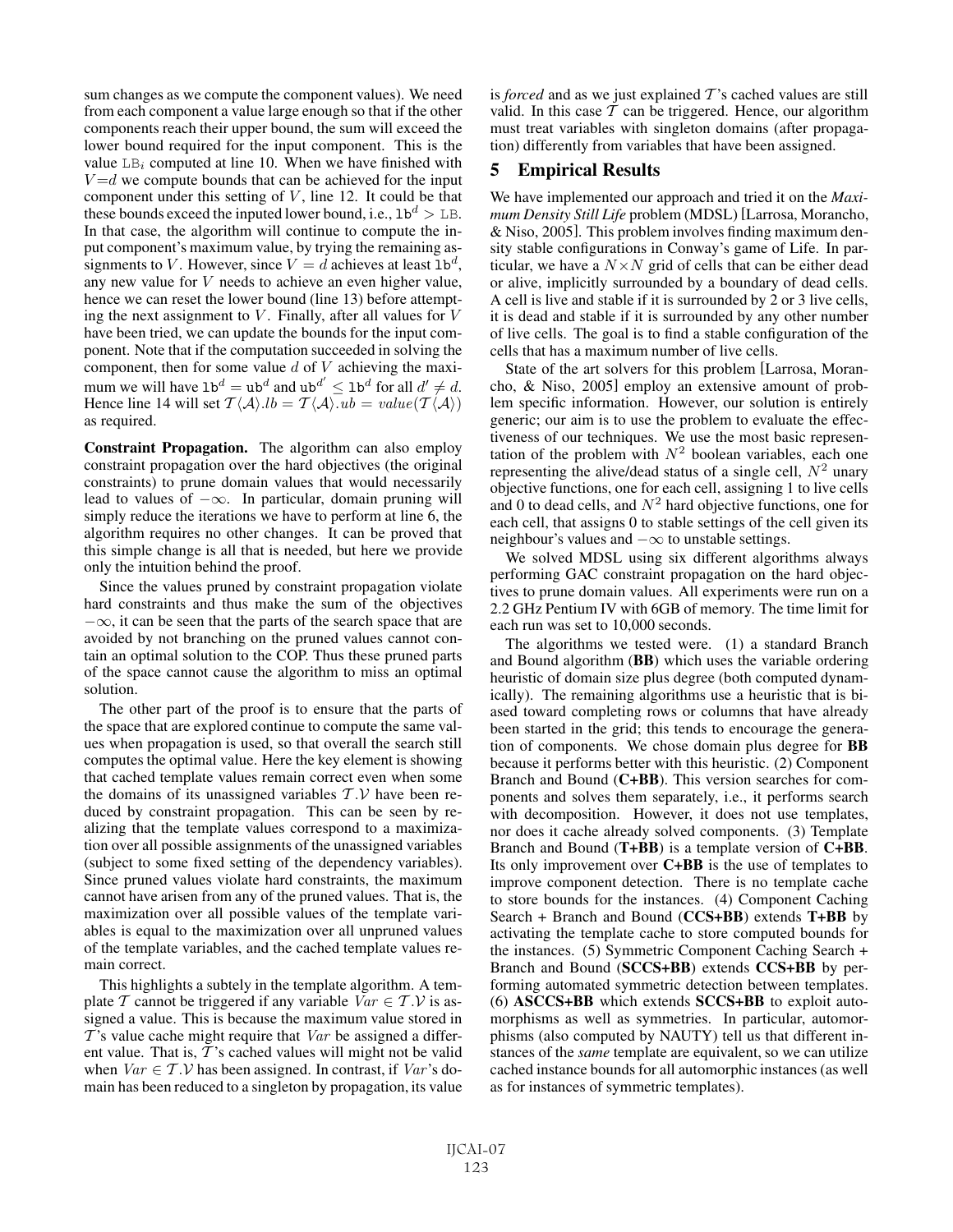sum changes as we compute the component values). We need from each component a value large enough so that if the other components reach their upper bound, the sum will exceed the lower bound required for the input component. This is the value $\mathtt{LB}_i$ computed at line 10. When we have finished with $V{=}d$ we compute bounds that can be achieved for the input component under this setting of $V$, line 12. It could be that these bounds exceed the inputed lower bound, i.e., $\mathtt{lb}^d > \mathtt{LB}$. In that case, the algorithm will continue to compute the input component's maximum value, by trying the remaining assignments to $V$. However, since $V = d$ achieves at least $\mathtt{lb}^d$, any new value for $V$ needs to achieve an even higher value, hence we can reset the lower bound (line 13) before attempting the next assignment to $V$. Finally, after all values for $V$ have been tried, we can update the bounds for the input component. Note that if the computation succeeded in solving the component, then for some value $d$ of $V$ achieving the maximum we will have $\mathtt{lb}^d = \mathtt{ub}^d$ and $\mathtt{ub}^{d'} \leq \mathtt{lb}^d$ for all $d' \neq d$. Hence line 14 will set $\mathcal{T}\langle\mathcal{A}\rangle.lb = \mathcal{T}\langle\mathcal{A}\rangle.ub = value(\mathcal{T}\langle\mathcal{A}\rangle)$ as required.

**Constraint Propagation.** The algorithm can also employ constraint propagation over the hard objectives (the original constraints) to prune domain values that would necessarily lead to values of $-\infty$. In particular, domain pruning will simply reduce the iterations we have to perform at line 6, the algorithm requires no other changes. It can be proved that this simple change is all that is needed, but here we provide only the intuition behind the proof.

Since the values pruned by constraint propagation violate hard constraints and thus make the sum of the objectives $-\infty$, it can be seen that the parts of the search space that are avoided by not branching on the pruned values cannot contain an optimal solution to the COP. Thus these pruned parts of the space cannot cause the algorithm to miss an optimal solution.

The other part of the proof is to ensure that the parts of the space that are explored continue to compute the same values when propagation is used, so that overall the search still computes the optimal value. Here the key element is showing that cached template values remain correct even when some the domains of its unassigned variables $\mathcal{T}.\mathcal{V}$ have been reduced by constraint propagation. This can be seen by realizing that the template values correspond to a maximization over all possible assignments of the unassigned variables (subject to some fixed setting of the dependency variables). Since pruned values violate hard constraints, the maximum cannot have arisen from any of the pruned values. That is, the maximization over all possible values of the template variables is equal to the maximization over all unpruned values of the template variables, and the cached template values remain correct.

This highlights a subtely in the template algorithm. A template $\mathcal{T}$ cannot be triggered if any variable $Var \in \mathcal{T}.\mathcal{V}$ is assigned a value. This is because the maximum value stored in $\mathcal{T}$'s value cache might require that $Var$ be assigned a different value. That is, $\mathcal{T}$'s cached values will might not be valid when $Var \in \mathcal{T}.\mathcal{V}$ has been assigned. In contrast, if $Var$'s domain has been reduced to a singleton by propagation, its value is *forced* and as we just explained $\mathcal{T}$'s cached values are still valid. In this case $\mathcal{T}$ can be triggered. Hence, our algorithm must treat variables with singleton domains (after propagation) differently from variables that have been assigned.

## 5 Empirical Results

We have implemented our approach and tried it on the *Maximum Density Still Life* problem (MDSL) [Larrosa, Morancho, & Niso, 2005]. This problem involves finding maximum density stable configurations in Conway's game of Life. In particular, we have a $N{\times}N$ grid of cells that can be either dead or alive, implicitly surrounded by a boundary of dead cells. A cell is live and stable if it is surrounded by 2 or 3 live cells, it is dead and stable if it is surrounded by any other number of live cells. The goal is to find a stable configuration of the cells that has a maximum number of live cells.

State of the art solvers for this problem [Larrosa, Morancho, & Niso, 2005] employ an extensive amount of problem specific information. However, our solution is entirely generic; our aim is to use the problem to evaluate the effectiveness of our techniques. We use the most basic representation of the problem with $N^2$ boolean variables, each one representing the alive/dead status of a single cell, $N^2$ unary objective functions, one for each cell, assigning 1 to live cells and 0 to dead cells, and $N^2$ hard objective functions, one for each cell, that assigns 0 to stable settings of the cell given its neighbour's values and $-\infty$ to unstable settings.

We solved MDSL using six different algorithms always performing GAC constraint propagation on the hard objectives to prune domain values. All experiments were run on a 2.2 GHz Pentium IV with 6GB of memory. The time limit for each run was set to 10,000 seconds.

The algorithms we tested were. (1) a standard Branch and Bound algorithm (**BB**) which uses the variable ordering heuristic of domain size plus degree (both computed dynamically). The remaining algorithms use a heuristic that is biased toward completing rows or columns that have already been started in the grid; this tends to encourage the generation of components. We chose domain plus degree for **BB** because it performs better with this heuristic. (2) Component Branch and Bound (**C+BB**). This version searches for components and solves them separately, i.e., it performs search with decomposition. However, it does not use templates, nor does it cache already solved components. (3) Template Branch and Bound (**T+BB**) is a template version of **C+BB**. Its only improvement over **C+BB** is the use of templates to improve component detection. There is no template cache to store bounds for the instances. (4) Component Caching Search + Branch and Bound (**CCS+BB**) extends **T+BB** by activating the template cache to store computed bounds for the instances. (5) Symmetric Component Caching Search + Branch and Bound (**SCCS+BB**) extends **CCS+BB** by performing automated symmetric detection between templates. (6) **ASCCS+BB** which extends **SCCS+BB** to exploit automorphisms as well as symmetries. In particular, automorphisms (also computed by NAUTY) tell us that different instances of the *same* template are equivalent, so we can utilize cached instance bounds for all automorphic instances (as well as for instances of symmetric templates).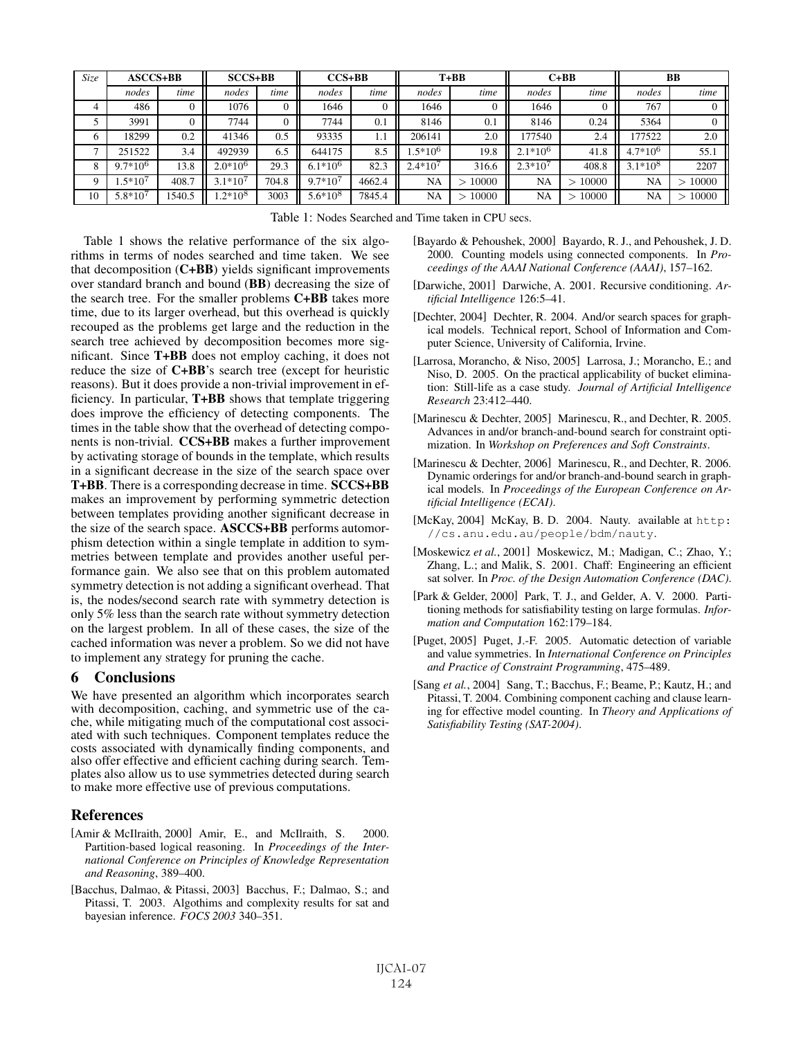| *Size* | **ASCCS+BB** | | **SCCS+BB** | | **CCS+BB** | | **T+BB** | | **C+BB** | | **BB** | |
|---|---|---|---|---|---|---|---|---|---|---|---|---|
| | *nodes* | *time* | *nodes* | *time* | *nodes* | *time* | *nodes* | *time* | *nodes* | *time* | *nodes* | *time* |
| 4 | 486 | 0 | 1076 | 0 | 1646 | 0 | 1646 | 0 | 1646 | 0 | 767 | 0 |
| 5 | 3991 | 0 | 7744 | 0 | 7744 | 0.1 | 8146 | 0.1 | 8146 | 0.24 | 5364 | 0 |
| 6 | 18299 | 0.2 | 41346 | 0.5 | 93335 | 1.1 | 206141 | 2.0 | 177540 | 2.4 | 177522 | 2.0 |
| 7 | 251522 | 3.4 | 492939 | 6.5 | 644175 | 8.5 | $1.5*10^6$ | 19.8 | $2.1*10^6$ | 41.8 | $4.7*10^6$ | 55.1 |
| 8 | $9.7*10^6$ | 13.8 | $2.0*10^6$ | 29.3 | $6.1*10^6$ | 82.3 | $2.4*10^7$ | 316.6 | $2.3*10^7$ | 408.8 | $3.1*10^8$ | 2207 |
| 9 | $1.5*10^7$ | 408.7 | $3.1*10^7$ | 704.8 | $9.7*10^7$ | 4662.4 | NA | $> 10000$ | NA | $> 10000$ | NA | $> 10000$ |
| 10 | $5.8*10^7$ | 1540.5 | $1.2*10^8$ | 3003 | $5.6*10^8$ | 7845.4 | NA | $> 10000$ | NA | $> 10000$ | NA | $> 10000$ |

Table 1: Nodes Searched and Time taken in CPU secs.

Table 1 shows the relative performance of the six algorithms in terms of nodes searched and time taken. We see that decomposition (**C+BB**) yields significant improvements over standard branch and bound (**BB**) decreasing the size of the search tree. For the smaller problems **C+BB** takes more time, due to its larger overhead, but this overhead is quickly recouped as the problems get large and the reduction in the search tree achieved by decomposition becomes more significant. Since **T+BB** does not employ caching, it does not reduce the size of **C+BB**'s search tree (except for heuristic reasons). But it does provide a non-trivial improvement in efficiency. In particular, **T+BB** shows that template triggering does improve the efficiency of detecting components. The times in the table show that the overhead of detecting components is non-trivial. **CCS+BB** makes a further improvement by activating storage of bounds in the template, which results in a significant decrease in the size of the search space over **T+BB**. There is a corresponding decrease in time. **SCCS+BB** makes an improvement by performing symmetric detection between templates providing another significant decrease in the size of the search space. **ASCCS+BB** performs automorphism detection within a single template in addition to symmetries between template and provides another useful performance gain. We also see that on this problem automated symmetry detection is not adding a significant overhead. That is, the nodes/second search rate with symmetry detection is only 5% less than the search rate without symmetry detection on the largest problem. In all of these cases, the size of the cached information was never a problem. So we did not have to implement any strategy for pruning the cache.

## 6 Conclusions

We have presented an algorithm which incorporates search with decomposition, caching, and symmetric use of the cache, while mitigating much of the computational cost associated with such techniques. Component templates reduce the costs associated with dynamically finding components, and also offer effective and efficient caching during search. Templates also allow us to use symmetries detected during search to make more effective use of previous computations.

## References

[Amir & McIlraith, 2000] Amir, E., and McIlraith, S. 2000. Partition-based logical reasoning. In *Proceedings of the International Conference on Principles of Knowledge Representation and Reasoning*, 389–400.

[Bacchus, Dalmao, & Pitassi, 2003] Bacchus, F.; Dalmao, S.; and Pitassi, T. 2003. Algothims and complexity results for sat and bayesian inference. *FOCS 2003* 340–351.

[Bayardo & Pehoushek, 2000] Bayardo, R. J., and Pehoushek, J. D. 2000. Counting models using connected components. In *Proceedings of the AAAI National Conference (AAAI)*, 157–162.

[Darwiche, 2001] Darwiche, A. 2001. Recursive conditioning. *Artificial Intelligence* 126:5–41.

[Dechter, 2004] Dechter, R. 2004. And/or search spaces for graphical models. Technical report, School of Information and Computer Science, University of California, Irvine.

[Larrosa, Morancho, & Niso, 2005] Larrosa, J.; Morancho, E.; and Niso, D. 2005. On the practical applicability of bucket elimination: Still-life as a case study. *Journal of Artificial Intelligence Research* 23:412–440.

[Marinescu & Dechter, 2005] Marinescu, R., and Dechter, R. 2005. Advances in and/or branch-and-bound search for constraint optimization. In *Workshop on Preferences and Soft Constraints*.

[Marinescu & Dechter, 2006] Marinescu, R., and Dechter, R. 2006. Dynamic orderings for and/or branch-and-bound search in graphical models. In *Proceedings of the European Conference on Artificial Intelligence (ECAI)*.

[McKay, 2004] McKay, B. D. 2004. Nauty. available at `http://cs.anu.edu.au/people/bdm/nauty`.

[Moskewicz *et al.*, 2001] Moskewicz, M.; Madigan, C.; Zhao, Y.; Zhang, L.; and Malik, S. 2001. Chaff: Engineering an efficient sat solver. In *Proc. of the Design Automation Conference (DAC)*.

[Park & Gelder, 2000] Park, T. J., and Gelder, A. V. 2000. Partitioning methods for satisfiability testing on large formulas. *Information and Computation* 162:179–184.

[Puget, 2005] Puget, J.-F. 2005. Automatic detection of variable and value symmetries. In *International Conference on Principles and Practice of Constraint Programming*, 475–489.

[Sang *et al.*, 2004] Sang, T.; Bacchus, F.; Beame, P.; Kautz, H.; and Pitassi, T. 2004. Combining component caching and clause learning for effective model counting. In *Theory and Applications of Satisfiability Testing (SAT-2004)*.